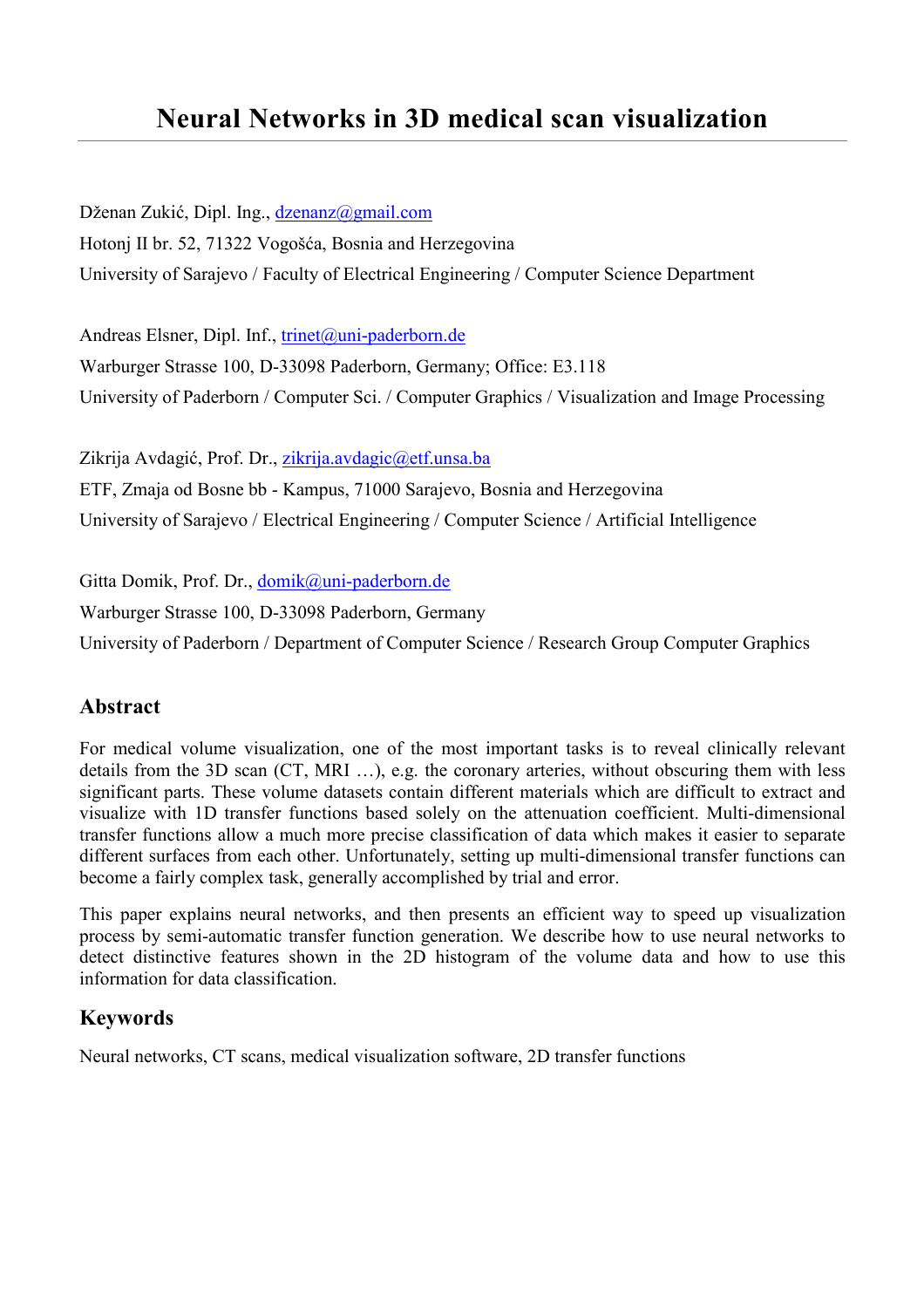# Neural Networks in 3D medical scan visualization

Dženan Zukić, Dipl. Ing., dzenanz@gmail.com
Hotonj II br. 52, 71322 Vogošća, Bosnia and Herzegovina
University of Sarajevo / Faculty of Electrical Engineering / Computer Science Department

Andreas Elsner, Dipl. Inf., trinet@uni-paderborn.de
Warburger Strasse 100, D-33098 Paderborn, Germany; Office: E3.118
University of Paderborn / Computer Sci. / Computer Graphics / Visualization and Image Processing

Zikrija Avdagić, Prof. Dr., zikrija.avdagic@etf.unsa.ba
ETF, Zmaja od Bosne bb - Kampus, 71000 Sarajevo, Bosnia and Herzegovina
University of Sarajevo / Electrical Engineering / Computer Science / Artificial Intelligence

Gitta Domik, Prof. Dr., domik@uni-paderborn.de
Warburger Strasse 100, D-33098 Paderborn, Germany
University of Paderborn / Department of Computer Science / Research Group Computer Graphics

## Abstract

For medical volume visualization, one of the most important tasks is to reveal clinically relevant details from the 3D scan (CT, MRI …), e.g. the coronary arteries, without obscuring them with less significant parts. These volume datasets contain different materials which are difficult to extract and visualize with 1D transfer functions based solely on the attenuation coefficient. Multi-dimensional transfer functions allow a much more precise classification of data which makes it easier to separate different surfaces from each other. Unfortunately, setting up multi-dimensional transfer functions can become a fairly complex task, generally accomplished by trial and error.

This paper explains neural networks, and then presents an efficient way to speed up visualization process by semi-automatic transfer function generation. We describe how to use neural networks to detect distinctive features shown in the 2D histogram of the volume data and how to use this information for data classification.

## Keywords

Neural networks, CT scans, medical visualization software, 2D transfer functions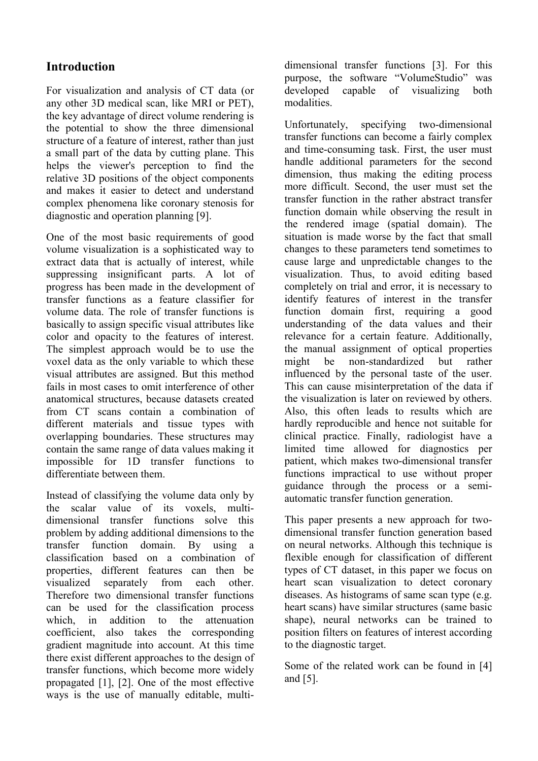## Introduction

For visualization and analysis of CT data (or any other 3D medical scan, like MRI or PET), the key advantage of direct volume rendering is the potential to show the three dimensional structure of a feature of interest, rather than just a small part of the data by cutting plane. This helps the viewer's perception to find the relative 3D positions of the object components and makes it easier to detect and understand complex phenomena like coronary stenosis for diagnostic and operation planning [9].

One of the most basic requirements of good volume visualization is a sophisticated way to extract data that is actually of interest, while suppressing insignificant parts. A lot of progress has been made in the development of transfer functions as a feature classifier for volume data. The role of transfer functions is basically to assign specific visual attributes like color and opacity to the features of interest. The simplest approach would be to use the voxel data as the only variable to which these visual attributes are assigned. But this method fails in most cases to omit interference of other anatomical structures, because datasets created from CT scans contain a combination of different materials and tissue types with overlapping boundaries. These structures may contain the same range of data values making it impossible for 1D transfer functions to differentiate between them.

Instead of classifying the volume data only by the scalar value of its voxels, multi-dimensional transfer functions solve this problem by adding additional dimensions to the transfer function domain. By using a classification based on a combination of properties, different features can then be visualized separately from each other. Therefore two dimensional transfer functions can be used for the classification process which, in addition to the attenuation coefficient, also takes the corresponding gradient magnitude into account. At this time there exist different approaches to the design of transfer functions, which become more widely propagated [1], [2]. One of the most effective ways is the use of manually editable, multi-dimensional transfer functions [3]. For this purpose, the software "VolumeStudio" was developed capable of visualizing both modalities.

Unfortunately, specifying two-dimensional transfer functions can become a fairly complex and time-consuming task. First, the user must handle additional parameters for the second dimension, thus making the editing process more difficult. Second, the user must set the transfer function in the rather abstract transfer function domain while observing the result in the rendered image (spatial domain). The situation is made worse by the fact that small changes to these parameters tend sometimes to cause large and unpredictable changes to the visualization. Thus, to avoid editing based completely on trial and error, it is necessary to identify features of interest in the transfer function domain first, requiring a good understanding of the data values and their relevance for a certain feature. Additionally, the manual assignment of optical properties might be non-standardized but rather influenced by the personal taste of the user. This can cause misinterpretation of the data if the visualization is later on reviewed by others. Also, this often leads to results which are hardly reproducible and hence not suitable for clinical practice. Finally, radiologist have a limited time allowed for diagnostics per patient, which makes two-dimensional transfer functions impractical to use without proper guidance through the process or a semi-automatic transfer function generation.

This paper presents a new approach for two-dimensional transfer function generation based on neural networks. Although this technique is flexible enough for classification of different types of CT dataset, in this paper we focus on heart scan visualization to detect coronary diseases. As histograms of same scan type (e.g. heart scans) have similar structures (same basic shape), neural networks can be trained to position filters on features of interest according to the diagnostic target.

Some of the related work can be found in [4] and [5].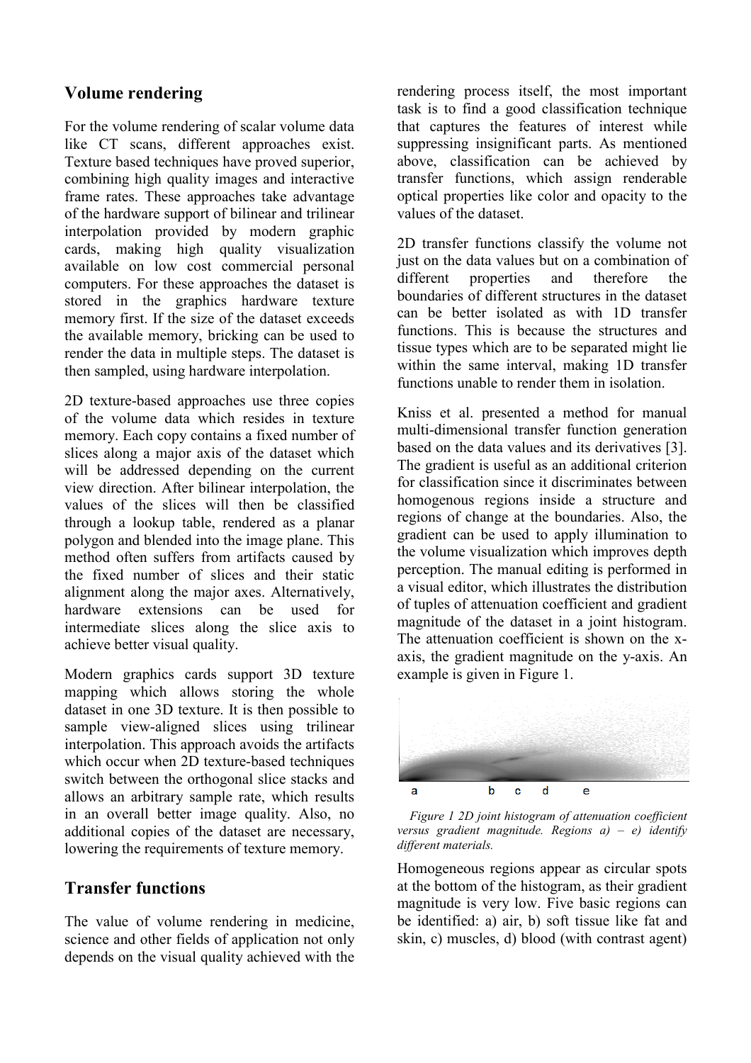## Volume rendering

For the volume rendering of scalar volume data like CT scans, different approaches exist. Texture based techniques have proved superior, combining high quality images and interactive frame rates. These approaches take advantage of the hardware support of bilinear and trilinear interpolation provided by modern graphic cards, making high quality visualization available on low cost commercial personal computers. For these approaches the dataset is stored in the graphics hardware texture memory first. If the size of the dataset exceeds the available memory, bricking can be used to render the data in multiple steps. The dataset is then sampled, using hardware interpolation.

2D texture-based approaches use three copies of the volume data which resides in texture memory. Each copy contains a fixed number of slices along a major axis of the dataset which will be addressed depending on the current view direction. After bilinear interpolation, the values of the slices will then be classified through a lookup table, rendered as a planar polygon and blended into the image plane. This method often suffers from artifacts caused by the fixed number of slices and their static alignment along the major axes. Alternatively, hardware extensions can be used for intermediate slices along the slice axis to achieve better visual quality.

Modern graphics cards support 3D texture mapping which allows storing the whole dataset in one 3D texture. It is then possible to sample view-aligned slices using trilinear interpolation. This approach avoids the artifacts which occur when 2D texture-based techniques switch between the orthogonal slice stacks and allows an arbitrary sample rate, which results in an overall better image quality. Also, no additional copies of the dataset are necessary, lowering the requirements of texture memory.

## Transfer functions

The value of volume rendering in medicine, science and other fields of application not only depends on the visual quality achieved with the rendering process itself, the most important task is to find a good classification technique that captures the features of interest while suppressing insignificant parts. As mentioned above, classification can be achieved by transfer functions, which assign renderable optical properties like color and opacity to the values of the dataset.

2D transfer functions classify the volume not just on the data values but on a combination of different properties and therefore the boundaries of different structures in the dataset can be better isolated as with 1D transfer functions. This is because the structures and tissue types which are to be separated might lie within the same interval, making 1D transfer functions unable to render them in isolation.

Kniss et al. presented a method for manual multi-dimensional transfer function generation based on the data values and its derivatives [3]. The gradient is useful as an additional criterion for classification since it discriminates between homogenous regions inside a structure and regions of change at the boundaries. Also, the gradient can be used to apply illumination to the volume visualization which improves depth perception. The manual editing is performed in a visual editor, which illustrates the distribution of tuples of attenuation coefficient and gradient magnitude of the dataset in a joint histogram. The attenuation coefficient is shown on the x-axis, the gradient magnitude on the y-axis. An example is given in Figure 1.

*Figure 1 2D joint histogram of attenuation coefficient versus gradient magnitude. Regions a) – e) identify different materials.*

Homogeneous regions appear as circular spots at the bottom of the histogram, as their gradient magnitude is very low. Five basic regions can be identified: a) air, b) soft tissue like fat and skin, c) muscles, d) blood (with contrast agent)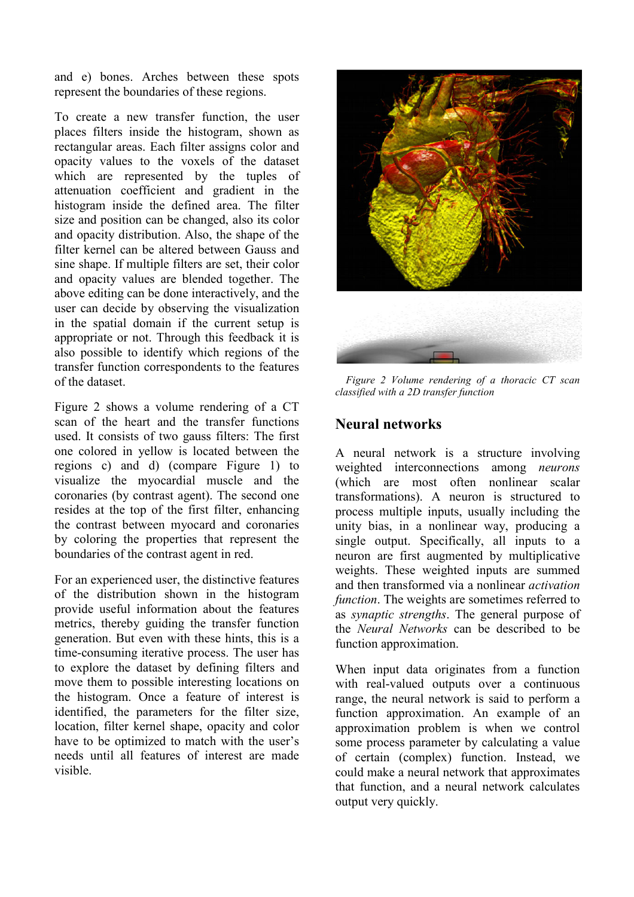and e) bones. Arches between these spots represent the boundaries of these regions.

To create a new transfer function, the user places filters inside the histogram, shown as rectangular areas. Each filter assigns color and opacity values to the voxels of the dataset which are represented by the tuples of attenuation coefficient and gradient in the histogram inside the defined area. The filter size and position can be changed, also its color and opacity distribution. Also, the shape of the filter kernel can be altered between Gauss and sine shape. If multiple filters are set, their color and opacity values are blended together. The above editing can be done interactively, and the user can decide by observing the visualization in the spatial domain in the current setup is appropriate or not. Through this feedback it is also possible to identify which regions of the transfer function correspondents to the features of the dataset.

Figure 2 shows a volume rendering of a CT scan of the heart and the transfer functions used. It consists of two gauss filters: The first one colored in yellow is located between the regions c) and d) (compare Figure 1) to visualize the myocardial muscle and the coronaries (by contrast agent). The second one resides at the top of the first filter, enhancing the contrast between myocard and coronaries by coloring the properties that represent the boundaries of the contrast agent in red.

For an experienced user, the distinctive features of the distribution shown in the histogram provide useful information about the features metrics, thereby guiding the transfer function generation. But even with these hints, this is a time-consuming iterative process. The user has to explore the dataset by defining filters and move them to possible interesting locations on the histogram. Once a feature of interest is identified, the parameters for the filter size, location, filter kernel shape, opacity and color have to be optimized to match with the user's needs until all features of interest are made visible.

*Figure 2 Volume rendering of a thoracic CT scan classified with a 2D transfer function*

## Neural networks

A neural network is a structure involving weighted interconnections among *neurons* (which are most often nonlinear scalar transformations). A neuron is structured to process multiple inputs, usually including the unity bias, in a nonlinear way, producing a single output. Specifically, all inputs to a neuron are first augmented by multiplicative weights. These weighted inputs are summed and then transformed via a nonlinear *activation function*. The weights are sometimes referred to as *synaptic strengths*. The general purpose of the *Neural Networks* can be described to be function approximation.

When input data originates from a function with real-valued outputs over a continuous range, the neural network is said to perform a function approximation. An example of an approximation problem is when we control some process parameter by calculating a value of certain (complex) function. Instead, we could make a neural network that approximates that function, and a neural network calculates output very quickly.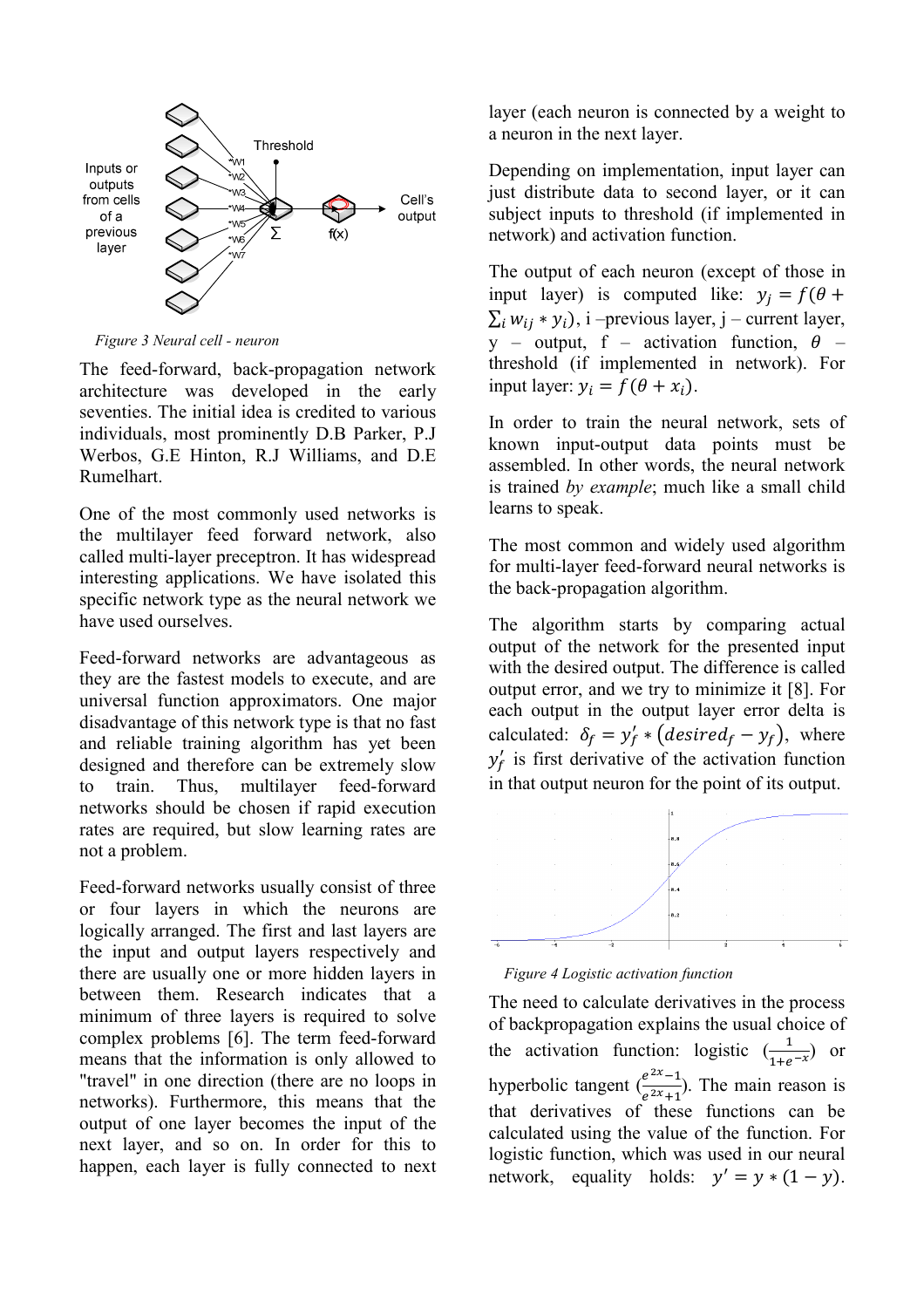Figure 3 Neural cell - neuron

The feed-forward, back-propagation network architecture was developed in the early seventies. The initial idea is credited to various individuals, most prominently D.B Parker, P.J Werbos, G.E Hinton, R.J Williams, and D.E Rumelhart.

One of the most commonly used networks is the multilayer feed forward network, also called multi-layer preceptron. It has widespread interesting applications. We have isolated this specific network type as the neural network we have used ourselves.

Feed-forward networks are advantageous as they are the fastest models to execute, and are universal function approximators. One major disadvantage of this network type is that no fast and reliable training algorithm has yet been designed and therefore can be extremely slow to train. Thus, multilayer feed-forward networks should be chosen if rapid execution rates are required, but slow learning rates are not a problem.

Feed-forward networks usually consist of three or four layers in which the neurons are logically arranged. The first and last layers are the input and output layers respectively and there are usually one or more hidden layers in between them. Research indicates that a minimum of three layers is required to solve complex problems [6]. The term feed-forward means that the information is only allowed to "travel" in one direction (there are no loops in networks). Furthermore, this means that the output of one layer becomes the input of the next layer, and so on. In order for this to happen, each layer is fully connected to next layer (each neuron is connected by a weight to a neuron in the next layer.

Depending on implementation, input layer can just distribute data to second layer, or it can subject inputs to threshold (if implemented in network) and activation function.

The output of each neuron (except of those in input layer) is computed like: $y_j = f(\theta + \sum_i w_{ij} * y_i)$, i –previous layer, j – current layer, y – output, f – activation function, $\theta$ – threshold (if implemented in network). For input layer: $y_i = f(\theta + x_i)$.

In order to train the neural network, sets of known input-output data points must be assembled. In other words, the neural network is trained *by example*; much like a small child learns to speak.

The most common and widely used algorithm for multi-layer feed-forward neural networks is the back-propagation algorithm.

The algorithm starts by comparing actual output of the network for the presented input with the desired output. The difference is called output error, and we try to minimize it [8]. For each output in the output layer error delta is calculated: $\delta_f = y'_f * (desired_f - y_f)$, where $y'_f$ is first derivative of the activation function in that output neuron for the point of its output.

Figure 4 Logistic activation function

The need to calculate derivatives in the process of backpropagation explains the usual choice of the activation function: logistic ($\frac{1}{1+e^{-x}}$) or hyperbolic tangent ($\frac{e^{2x}-1}{e^{2x}+1}$). The main reason is that derivatives of these functions can be calculated using the value of the function. For logistic function, which was used in our neural network, equality holds: $y' = y * (1 - y)$.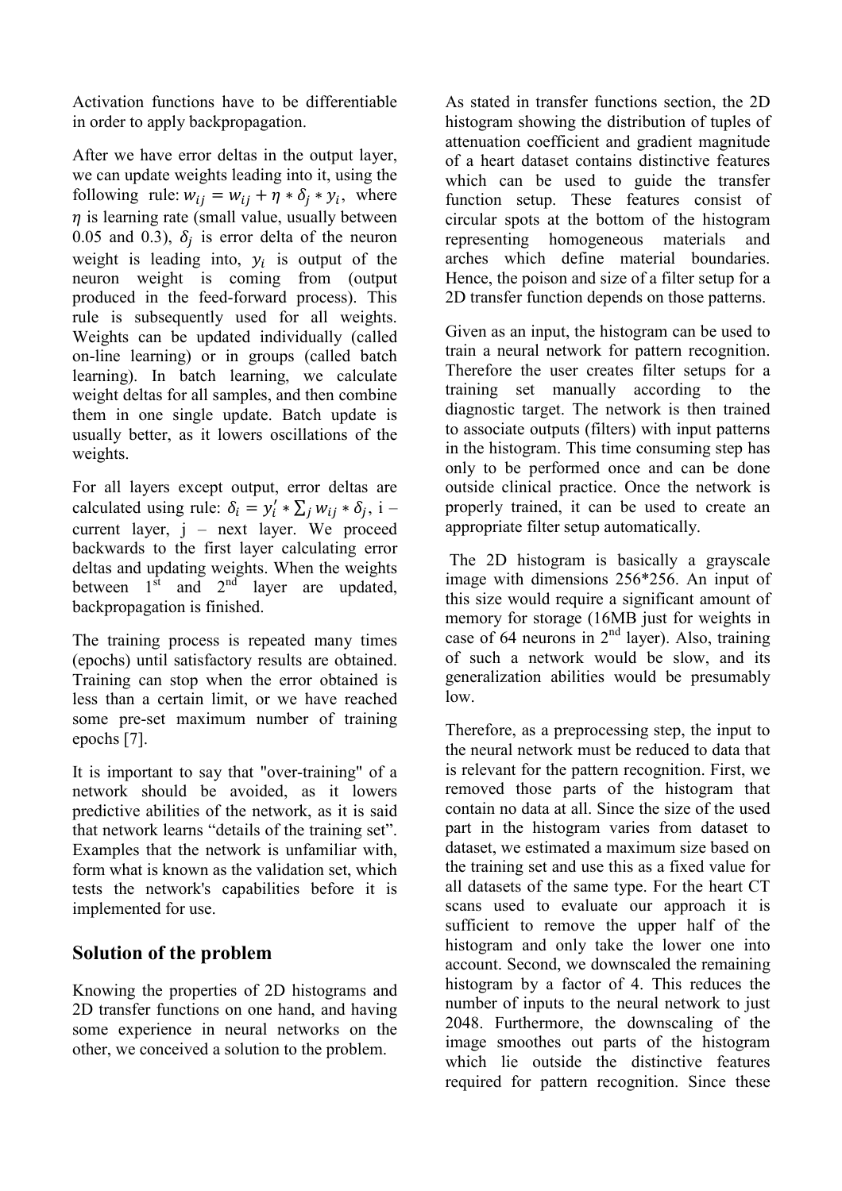Activation functions have to be differentiable in order to apply backpropagation.

After we have error deltas in the output layer, we can update weights leading into it, using the following rule: $w_{ij} = w_{ij} + \eta * \delta_j * y_i$, where $\eta$ is learning rate (small value, usually between 0.05 and 0.3), $\delta_j$ is error delta of the neuron weight is leading into, $y_i$ is output of the neuron weight is coming from (output produced in the feed-forward process). This rule is subsequently used for all weights. Weights can be updated individually (called on-line learning) or in groups (called batch learning). In batch learning, we calculate weight deltas for all samples, and then combine them in one single update. Batch update is usually better, as it lowers oscillations of the weights.

For all layers except output, error deltas are calculated using rule: $\delta_i = y_i' * \sum_j w_{ij} * \delta_j$, i – current layer, j – next layer. We proceed backwards to the first layer calculating error deltas and updating weights. When the weights between 1st and 2nd layer are updated, backpropagation is finished.

The training process is repeated many times (epochs) until satisfactory results are obtained. Training can stop when the error obtained is less than a certain limit, or we have reached some pre-set maximum number of training epochs [7].

It is important to say that "over-training" of a network should be avoided, as it lowers predictive abilities of the network, as it is said that network learns “details of the training set”. Examples that the network is unfamiliar with, form what is known as the validation set, which tests the network's capabilities before it is implemented for use.

## Solution of the problem

Knowing the properties of 2D histograms and 2D transfer functions on one hand, and having some experience in neural networks on the other, we conceived a solution to the problem.

As stated in transfer functions section, the 2D histogram showing the distribution of tuples of attenuation coefficient and gradient magnitude of a heart dataset contains distinctive features which can be used to guide the transfer function setup. These features consist of circular spots at the bottom of the histogram representing homogeneous materials and arches which define material boundaries. Hence, the poison and size of a filter setup for a 2D transfer function depends on those patterns.

Given as an input, the histogram can be used to train a neural network for pattern recognition. Therefore the user creates filter setups for a training set manually according to the diagnostic target. The network is then trained to associate outputs (filters) with input patterns in the histogram. This time consuming step has only to be performed once and can be done outside clinical practice. Once the network is properly trained, it can be used to create an appropriate filter setup automatically.

The 2D histogram is basically a grayscale image with dimensions 256*256. An input of this size would require a significant amount of memory for storage (16MB just for weights in case of 64 neurons in 2nd layer). Also, training of such a network would be slow, and its generalization abilities would be presumably low.

Therefore, as a preprocessing step, the input to the neural network must be reduced to data that is relevant for the pattern recognition. First, we removed those parts of the histogram that contain no data at all. Since the size of the used part in the histogram varies from dataset to dataset, we estimated a maximum size based on the training set and use this as a fixed value for all datasets of the same type. For the heart CT scans used to evaluate our approach it is sufficient to remove the upper half of the histogram and only take the lower one into account. Second, we downscaled the remaining histogram by a factor of 4. This reduces the number of inputs to the neural network to just 2048. Furthermore, the downscaling of the image smoothes out parts of the histogram which lie outside the distinctive features required for pattern recognition. Since these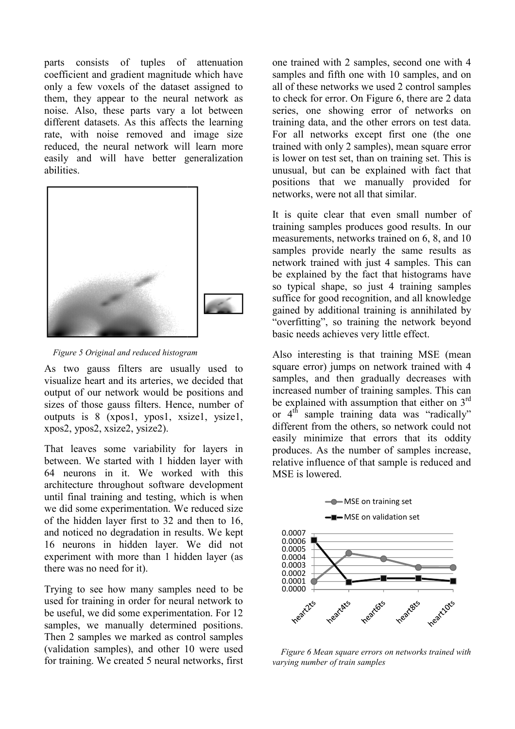parts consists of tuples of attenuation coefficient and gradient magnitude which have only a few voxels of the dataset assigned to them, they appear to the neural network as noise. Also, these parts vary a lot between different datasets. As this affects the learning rate, with noise removed and image size reduced, the neural network will learn more easily and will have better generalization abilities.

*Figure 5 Original and reduced histogram*

As two gauss filters are usually used to visualize heart and its arteries, we decided that output of our network would be positions and sizes of those gauss filters. Hence, number of outputs is 8 (xpos1, ypos1, xsize1, ysize1, xpos2, ypos2, xsize2, ysize2).

That leaves some variability for layers in between. We started with 1 hidden layer with 64 neurons in it. We worked with this architecture throughout software development until final training and testing, which is when we did some experimentation. We reduced size of the hidden layer first to 32 and then to 16, and noticed no degradation in results. We kept 16 neurons in hidden layer. We did not experiment with more than 1 hidden layer (as there was no need for it).

Trying to see how many samples need to be used for training in order for neural network to be useful, we did some experimentation. For 12 samples, we manually determined positions. Then 2 samples we marked as control samples (validation samples), and other 10 were used for training. We created 5 neural networks, first one trained with 2 samples, second one with 4 samples and fifth one with 10 samples, and on all of these networks we used 2 control samples to check for error. On Figure 6, there are 2 data series, one showing error of networks on training data, and the other errors on test data. For all networks except first one (the one trained with only 2 samples), mean square error is lower on test set, than on training set. This is unusual, but can be explained with fact that positions that we manually provided for networks, were not all that similar.

It is quite clear that even small number of training samples produces good results. In our measurements, networks trained on 6, 8, and 10 samples provide nearly the same results as network trained with just 4 samples. This can be explained by the fact that histograms have so typical shape, so just 4 training samples suffice for good recognition, and all knowledge gained by additional training is annihilated by "overfitting", so training the network beyond basic needs achieves very little effect.

Also interesting is that training MSE (mean square error) jumps on network trained with 4 samples, and then gradually decreases with increased number of training samples. This can be explained with assumption that either on 3rd or 4th sample training data was "radically" different from the others, so network could not easily minimize that errors that its oddity produces. As the number of samples increase, relative influence of that sample is reduced and MSE is lowered.

*Figure 6 Mean square errors on networks trained with varying number of train samples*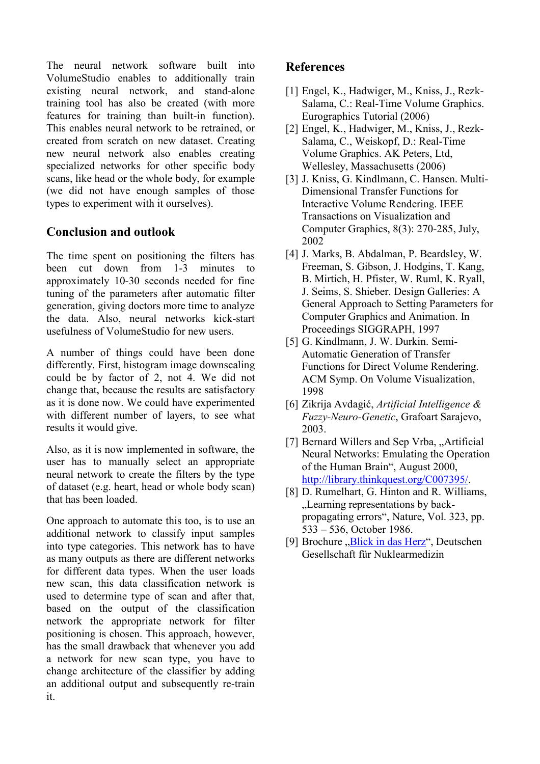The neural network software built into VolumeStudio enables to additionally train existing neural network, and stand-alone training tool has also be created (with more features for training than built-in function). This enables neural network to be retrained, or created from scratch on new dataset. Creating new neural network also enables creating specialized networks for other specific body scans, like head or the whole body, for example (we did not have enough samples of those types to experiment with it ourselves).

## Conclusion and outlook

The time spent on positioning the filters has been cut down from 1-3 minutes to approximately 10-30 seconds needed for fine tuning of the parameters after automatic filter generation, giving doctors more time to analyze the data. Also, neural networks kick-start usefulness of VolumeStudio for new users.

A number of things could have been done differently. First, histogram image downscaling could be by factor of 2, not 4. We did not change that, because the results are satisfactory as it is done now. We could have experimented with different number of layers, to see what results it would give.

Also, as it is now implemented in software, the user has to manually select an appropriate neural network to create the filters by the type of dataset (e.g. heart, head or whole body scan) that has been loaded.

One approach to automate this too, is to use an additional network to classify input samples into type categories. This network has to have as many outputs as there are different networks for different data types. When the user loads new scan, this data classification network is used to determine type of scan and after that, based on the output of the classification network the appropriate network for filter positioning is chosen. This approach, however, has the small drawback that whenever you add a network for new scan type, you have to change architecture of the classifier by adding an additional output and subsequently re-train it.

## References

[1] Engel, K., Hadwiger, M., Kniss, J., Rezk-Salama, C.: Real-Time Volume Graphics. Eurographics Tutorial (2006)

[2] Engel, K., Hadwiger, M., Kniss, J., Rezk-Salama, C., Weiskopf, D.: Real-Time Volume Graphics. AK Peters, Ltd, Wellesley, Massachusetts (2006)

[3] J. Kniss, G. Kindlmann, C. Hansen. Multi-Dimensional Transfer Functions for Interactive Volume Rendering. IEEE Transactions on Visualization and Computer Graphics, 8(3): 270-285, July, 2002

[4] J. Marks, B. Abdalman, P. Beardsley, W. Freeman, S. Gibson, J. Hodgins, T. Kang, B. Mirtich, H. Pfister, W. Ruml, K. Ryall, J. Seims, S. Shieber. Design Galleries: A General Approach to Setting Parameters for Computer Graphics and Animation. In Proceedings SIGGRAPH, 1997

[5] G. Kindlmann, J. W. Durkin. Semi-Automatic Generation of Transfer Functions for Direct Volume Rendering. ACM Symp. On Volume Visualization, 1998

[6] Zikrija Avdagić, *Artificial Intelligence & Fuzzy-Neuro-Genetic*, Grafoart Sarajevo, 2003.

[7] Bernard Willers and Sep Vrba, „Artificial Neural Networks: Emulating the Operation of the Human Brain", August 2000, http://library.thinkquest.org/C007395/.

[8] D. Rumelhart, G. Hinton and R. Williams, „Learning representations by back-propagating errors", Nature, Vol. 323, pp. 533 – 536, October 1986.

[9] Brochure „Blick in das Herz", Deutschen Gesellschaft für Nuklearmedizin